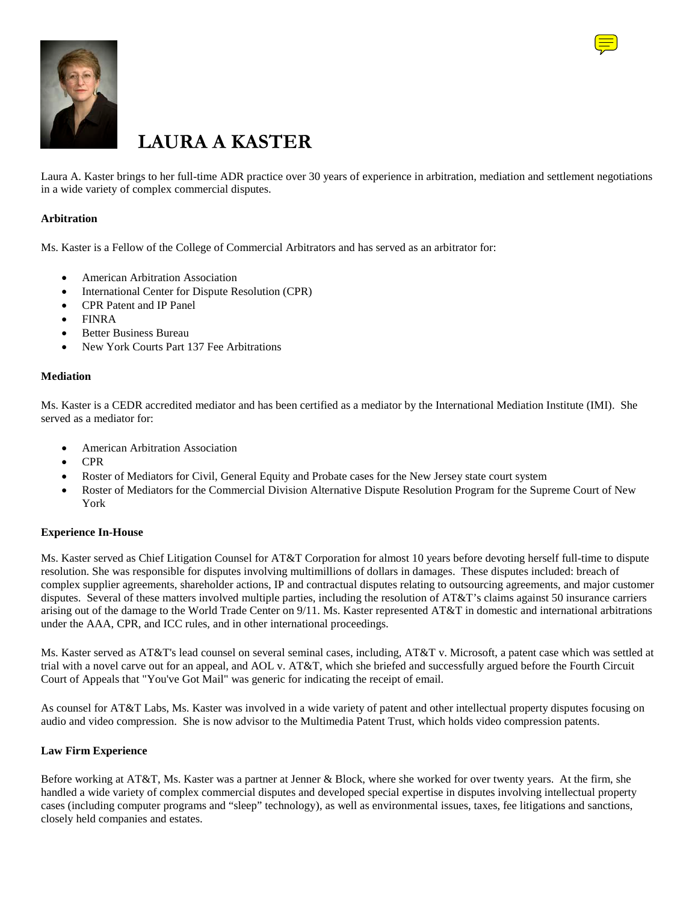# LAURA A KASTER

Laura A. Kaster brings to her full-time ADR practice over 30 years of experience in arbitration, mediation and settlement negotiations in a wide variety of complex commercial disputes.

**Arbitration**

Ms. Kaster is a Fellow of the College of Commercial Arbitrators and has served as an arbitrator for:

- American Arbitration Association
- International Center for Dispute Resolution (CPR)
- CPR Patent and IP Panel
- FINRA
- Better Business Bureau
- New York Courts Part 137 Fee Arbitrations

**Mediation**

Ms. Kaster is a CEDR accredited mediator and has been certified as a mediator by the International Mediation Institute (IMI). She served as a mediator for:

- American Arbitration Association
- CPR
- Roster of Mediators for Civil, General Equity and Probate cases for the New Jersey state court system
- Roster of Mediators for the Commercial Division Alternative Dispute Resolution Program for the Supreme Court of New York

**Experience In-House**

Ms. Kaster served as Chief Litigation Counsel for AT&T Corporation for almost 10 years before devoting herself full-time to dispute resolution. She was responsible for disputes involving multimillions of dollars in damages. These disputes included: breach of complex supplier agreements, shareholder actions, IP and contractual disputes relating to outsourcing agreements, and major customer disputes. Several of these matters involved multiple parties, including the resolution of AT&T's claims against 50 insurance carriers arising out of the damage to the World Trade Center on 9/11. Ms. Kaster represented AT&T in domestic and international arbitrations under the AAA, CPR, and ICC rules, and in other international proceedings.

Ms. Kaster served as AT&T's lead counsel on several seminal cases, including, AT&T v. Microsoft, a patent case which was settled at trial with a novel carve out for an appeal, and AOL v. AT&T, which she briefed and successfully argued before the Fourth Circuit Court of Appeals that "You've Got Mail" was generic for indicating the receipt of email.

As counsel for AT&T Labs, Ms. Kaster was involved in a wide variety of patent and other intellectual property disputes focusing on audio and video compression. She is now advisor to the Multimedia Patent Trust, which holds video compression patents.

**Law Firm Experience**

Before working at AT&T, Ms. Kaster was a partner at Jenner & Block, where she worked for over twenty years. At the firm, she handled a wide variety of complex commercial disputes and developed special expertise in disputes involving intellectual property cases (including computer programs and "sleep" technology), as well as environmental issues, taxes, fee litigations and sanctions, closely held companies and estates.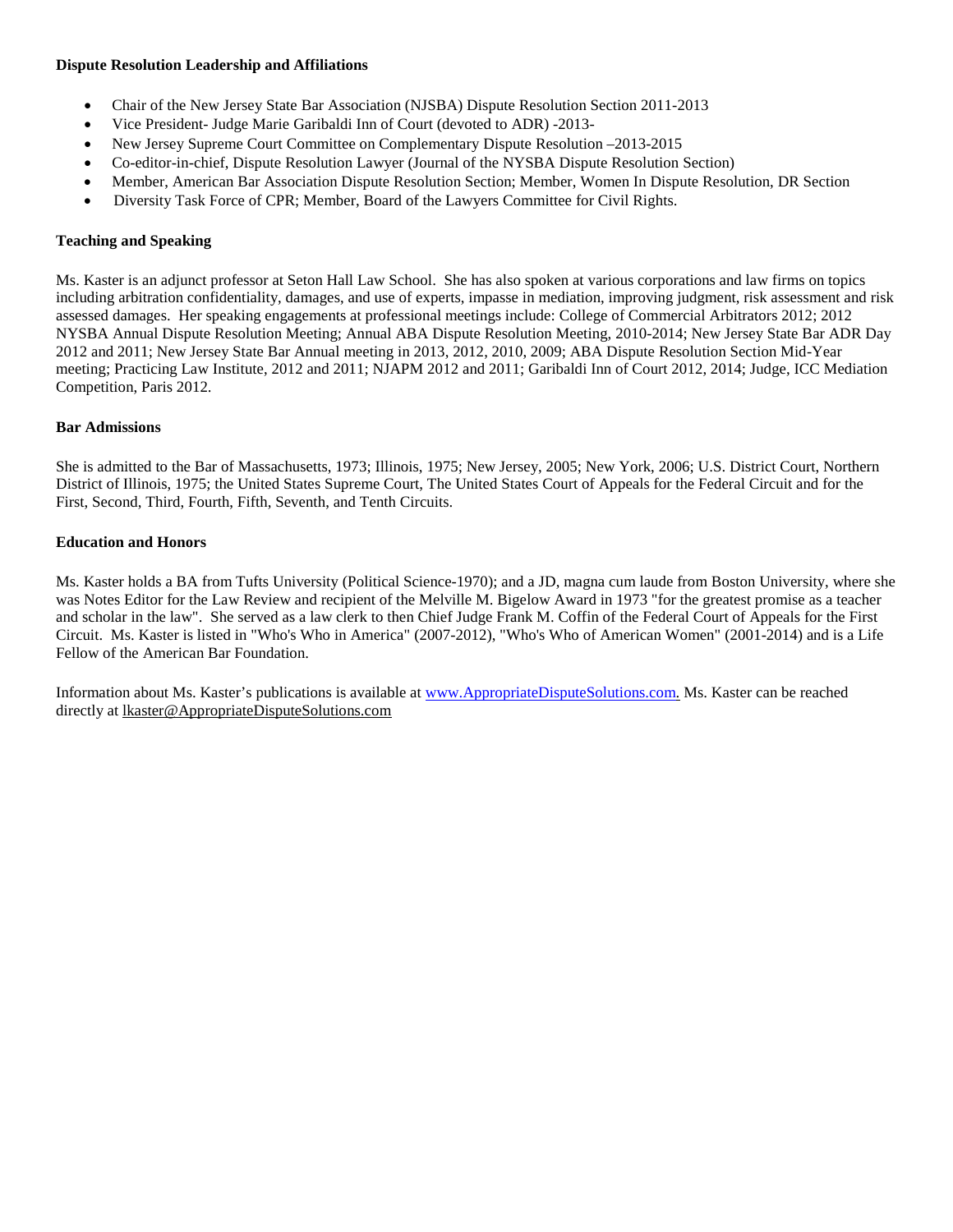**Dispute Resolution Leadership and Affiliations**

- Chair of the New Jersey State Bar Association (NJSBA) Dispute Resolution Section 2011-2013
- Vice President- Judge Marie Garibaldi Inn of Court (devoted to ADR) -2013-
- New Jersey Supreme Court Committee on Complementary Dispute Resolution –2013-2015
- Co-editor-in-chief, Dispute Resolution Lawyer (Journal of the NYSBA Dispute Resolution Section)
- Member, American Bar Association Dispute Resolution Section; Member, Women In Dispute Resolution, DR Section
- Diversity Task Force of CPR; Member, Board of the Lawyers Committee for Civil Rights.

**Teaching and Speaking**

Ms. Kaster is an adjunct professor at Seton Hall Law School. She has also spoken at various corporations and law firms on topics including arbitration confidentiality, damages, and use of experts, impasse in mediation, improving judgment, risk assessment and risk assessed damages. Her speaking engagements at professional meetings include: College of Commercial Arbitrators 2012; 2012 NYSBA Annual Dispute Resolution Meeting; Annual ABA Dispute Resolution Meeting, 2010-2014; New Jersey State Bar ADR Day 2012 and 2011; New Jersey State Bar Annual meeting in 2013, 2012, 2010, 2009; ABA Dispute Resolution Section Mid-Year meeting; Practicing Law Institute, 2012 and 2011; NJAPM 2012 and 2011; Garibaldi Inn of Court 2012, 2014; Judge, ICC Mediation Competition, Paris 2012.

**Bar Admissions**

She is admitted to the Bar of Massachusetts, 1973; Illinois, 1975; New Jersey, 2005; New York, 2006; U.S. District Court, Northern District of Illinois, 1975; the United States Supreme Court, The United States Court of Appeals for the Federal Circuit and for the First, Second, Third, Fourth, Fifth, Seventh, and Tenth Circuits.

**Education and Honors**

Ms. Kaster holds a BA from Tufts University (Political Science-1970); and a JD, magna cum laude from Boston University, where she was Notes Editor for the Law Review and recipient of the Melville M. Bigelow Award in 1973 "for the greatest promise as a teacher and scholar in the law". She served as a law clerk to then Chief Judge Frank M. Coffin of the Federal Court of Appeals for the First Circuit. Ms. Kaster is listed in "Who's Who in America" (2007-2012), "Who's Who of American Women" (2001-2014) and is a Life Fellow of the American Bar Foundation.

Information about Ms. Kaster's publications is available at www.AppropriateDisputeSolutions.com. Ms. Kaster can be reached directly at lkaster@AppropriateDisputeSolutions.com